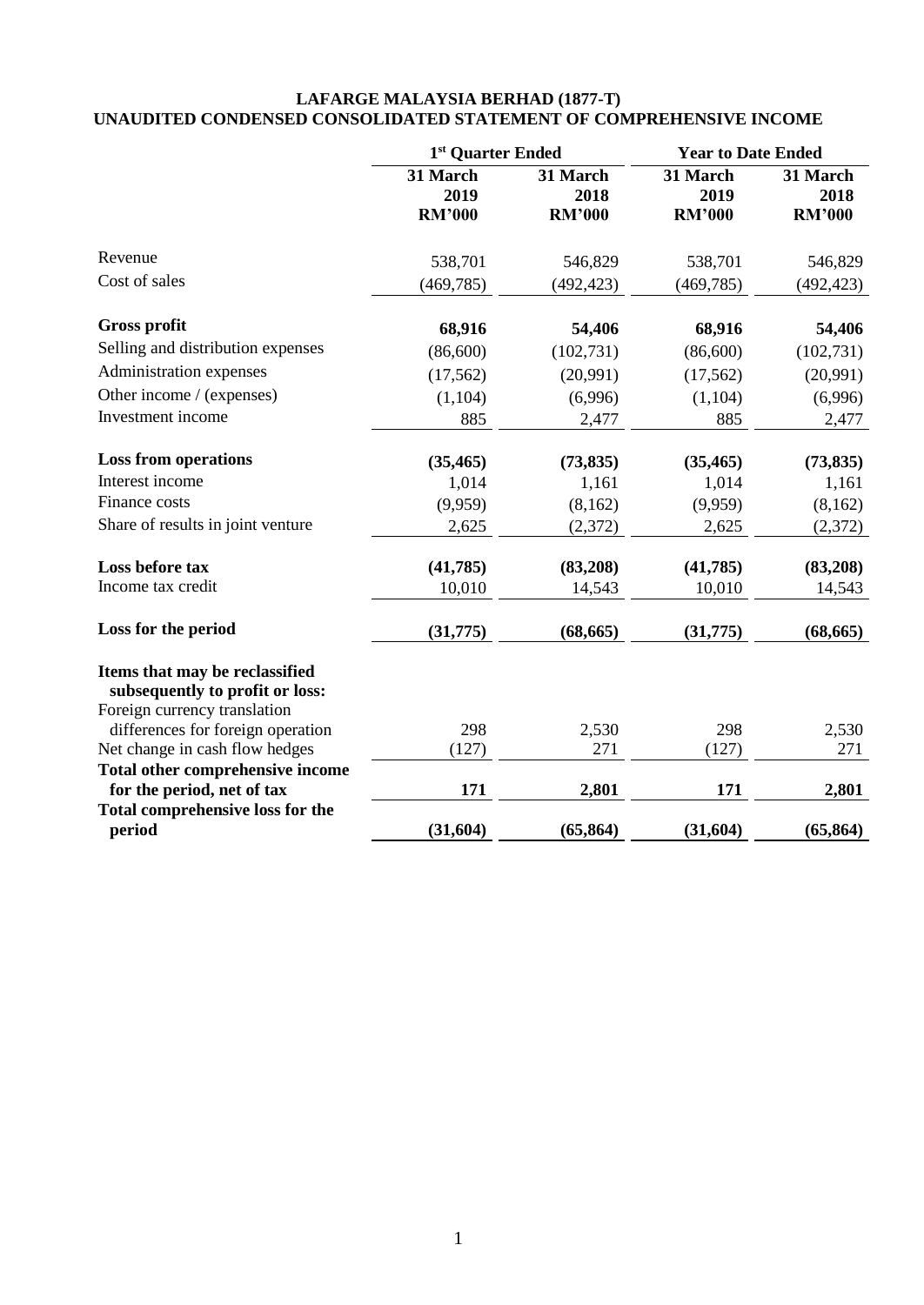# LAFARGE MALAYSIA BERHAD (1877-T)
## UNAUDITED CONDENSED CONSOLIDATED STATEMENT OF COMPREHENSIVE INCOME

| | 1st Quarter Ended | | Year to Date Ended | |
|---|---|---|---|---|
| | **31 March 2019 RM'000** | **31 March 2018 RM'000** | **31 March 2019 RM'000** | **31 March 2018 RM'000** |
| Revenue | 538,701 | 546,829 | 538,701 | 546,829 |
| Cost of sales | (469,785) | (492,423) | (469,785) | (492,423) |
| **Gross profit** | **68,916** | **54,406** | **68,916** | **54,406** |
| Selling and distribution expenses | (86,600) | (102,731) | (86,600) | (102,731) |
| Administration expenses | (17,562) | (20,991) | (17,562) | (20,991) |
| Other income / (expenses) | (1,104) | (6,996) | (1,104) | (6,996) |
| Investment income | 885 | 2,477 | 885 | 2,477 |
| **Loss from operations** | **(35,465)** | **(73,835)** | **(35,465)** | **(73,835)** |
| Interest income | 1,014 | 1,161 | 1,014 | 1,161 |
| Finance costs | (9,959) | (8,162) | (9,959) | (8,162) |
| Share of results in joint venture | 2,625 | (2,372) | 2,625 | (2,372) |
| **Loss before tax** | **(41,785)** | **(83,208)** | **(41,785)** | **(83,208)** |
| Income tax credit | 10,010 | 14,543 | 10,010 | 14,543 |
| **Loss for the period** | **(31,775)** | **(68,665)** | **(31,775)** | **(68,665)** |
| **Items that may be reclassified subsequently to profit or loss:** | | | | |
| Foreign currency translation differences for foreign operation | 298 | 2,530 | 298 | 2,530 |
| Net change in cash flow hedges | (127) | 271 | (127) | 271 |
| **Total other comprehensive income for the period, net of tax** | **171** | **2,801** | **171** | **2,801** |
| **Total comprehensive loss for the period** | **(31,604)** | **(65,864)** | **(31,604)** | **(65,864)** |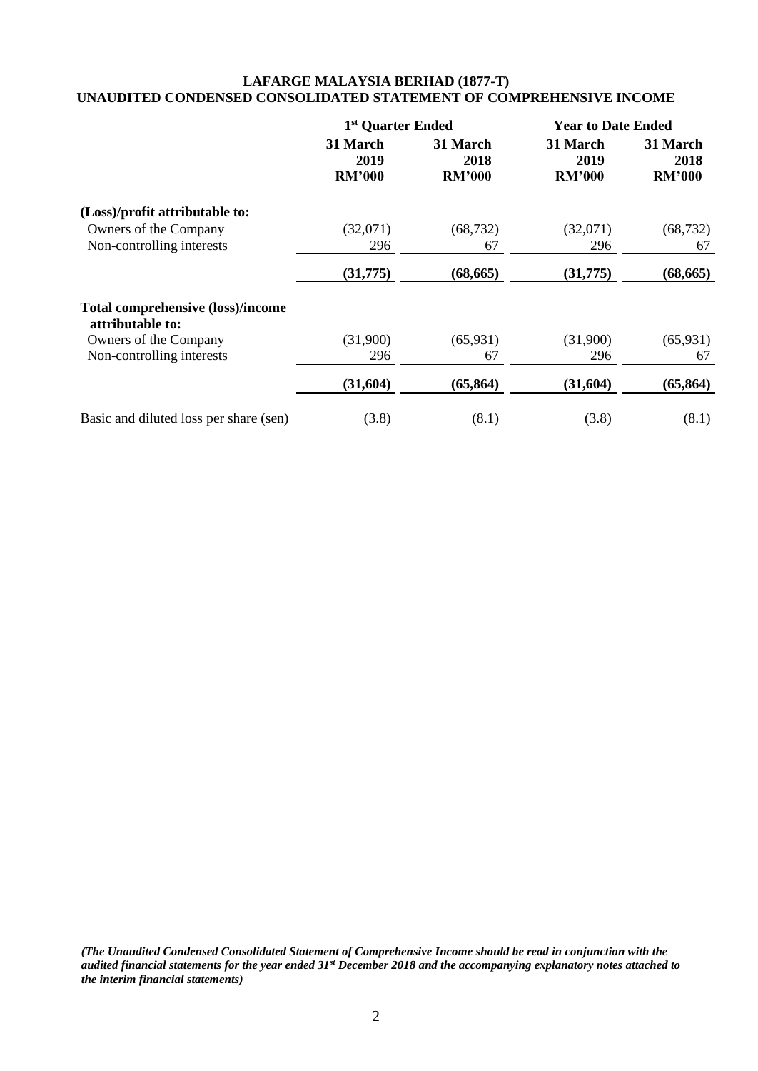**LAFARGE MALAYSIA BERHAD (1877-T)**
**UNAUDITED CONDENSED CONSOLIDATED STATEMENT OF COMPREHENSIVE INCOME**

| | 1st Quarter Ended | | Year to Date Ended | |
|---|---|---|---|---|
| | **31 March 2019 RM'000** | **31 March 2018 RM'000** | **31 March 2019 RM'000** | **31 March 2018 RM'000** |
| **(Loss)/profit attributable to:** | | | | |
| Owners of the Company | (32,071) | (68,732) | (32,071) | (68,732) |
| Non-controlling interests | 296 | 67 | 296 | 67 |
| | **(31,775)** | **(68,665)** | **(31,775)** | **(68,665)** |
| **Total comprehensive (loss)/income attributable to:** | | | | |
| Owners of the Company | (31,900) | (65,931) | (31,900) | (65,931) |
| Non-controlling interests | 296 | 67 | 296 | 67 |
| | **(31,604)** | **(65,864)** | **(31,604)** | **(65,864)** |
| Basic and diluted loss per share (sen) | (3.8) | (8.1) | (3.8) | (8.1) |

***(The Unaudited Condensed Consolidated Statement of Comprehensive Income should be read in conjunction with the audited financial statements for the year ended 31st December 2018 and the accompanying explanatory notes attached to the interim financial statements)***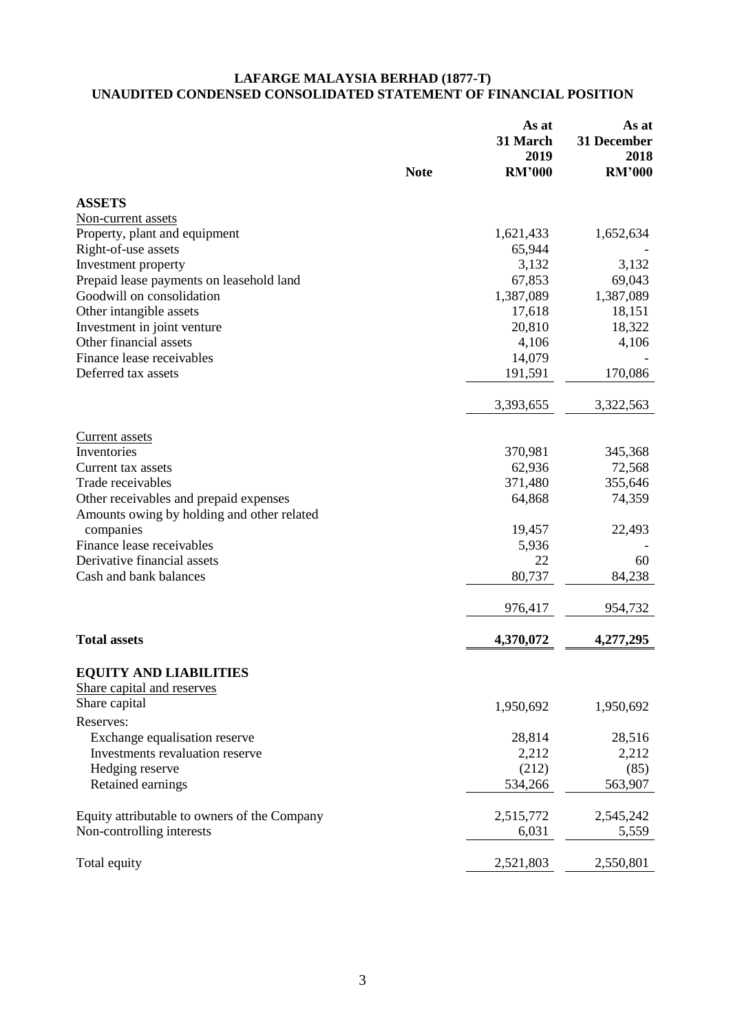# LAFARGE MALAYSIA BERHAD (1877-T)
## UNAUDITED CONDENSED CONSOLIDATED STATEMENT OF FINANCIAL POSITION

| | Note | As at 31 March 2019 RM'000 | As at 31 December 2018 RM'000 |
|---|---|---|---|
| **ASSETS** | | | |
| Non-current assets | | | |
| Property, plant and equipment | | 1,621,433 | 1,652,634 |
| Right-of-use assets | | 65,944 | - |
| Investment property | | 3,132 | 3,132 |
| Prepaid lease payments on leasehold land | | 67,853 | 69,043 |
| Goodwill on consolidation | | 1,387,089 | 1,387,089 |
| Other intangible assets | | 17,618 | 18,151 |
| Investment in joint venture | | 20,810 | 18,322 |
| Other financial assets | | 4,106 | 4,106 |
| Finance lease receivables | | 14,079 | - |
| Deferred tax assets | | 191,591 | 170,086 |
| | | 3,393,655 | 3,322,563 |
| Current assets | | | |
| Inventories | | 370,981 | 345,368 |
| Current tax assets | | 62,936 | 72,568 |
| Trade receivables | | 371,480 | 355,646 |
| Other receivables and prepaid expenses | | 64,868 | 74,359 |
| Amounts owing by holding and other related companies | | 19,457 | 22,493 |
| Finance lease receivables | | 5,936 | - |
| Derivative financial assets | | 22 | 60 |
| Cash and bank balances | | 80,737 | 84,238 |
| | | 976,417 | 954,732 |
| **Total assets** | | **4,370,072** | **4,277,295** |
| **EQUITY AND LIABILITIES** | | | |
| Share capital and reserves | | | |
| Share capital | | 1,950,692 | 1,950,692 |
| Reserves: | | | |
| Exchange equalisation reserve | | 28,814 | 28,516 |
| Investments revaluation reserve | | 2,212 | 2,212 |
| Hedging reserve | | (212) | (85) |
| Retained earnings | | 534,266 | 563,907 |
| Equity attributable to owners of the Company | | 2,515,772 | 2,545,242 |
| Non-controlling interests | | 6,031 | 5,559 |
| Total equity | | 2,521,803 | 2,550,801 |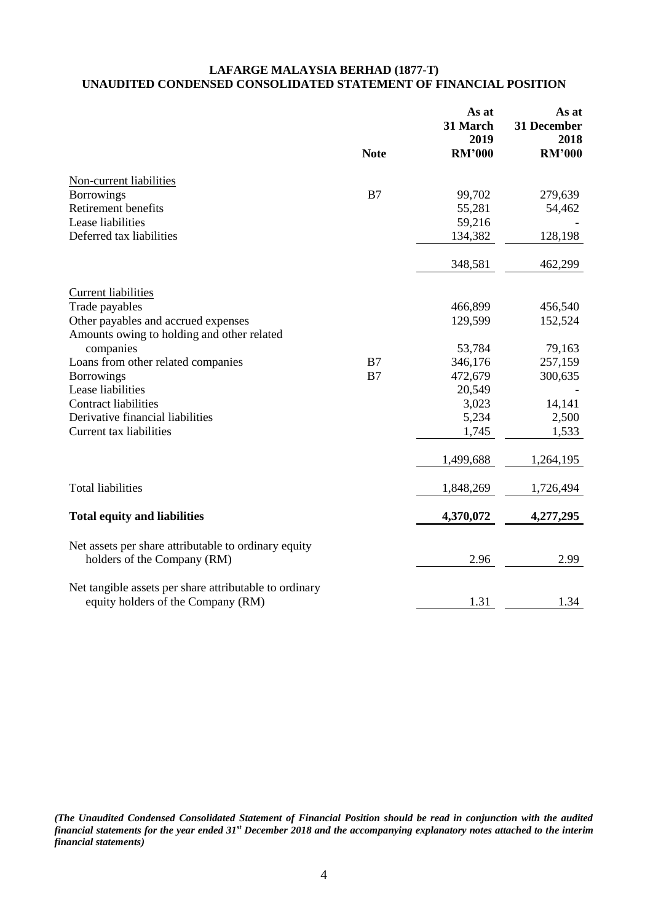**LAFARGE MALAYSIA BERHAD (1877-T)**
**UNAUDITED CONDENSED CONSOLIDATED STATEMENT OF FINANCIAL POSITION**

| | Note | As at 31 March 2019 RM'000 | As at 31 December 2018 RM'000 |
|---|---|---|---|
| Non-current liabilities | | | |
| Borrowings | B7 | 99,702 | 279,639 |
| Retirement benefits | | 55,281 | 54,462 |
| Lease liabilities | | 59,216 | - |
| Deferred tax liabilities | | 134,382 | 128,198 |
| | | 348,581 | 462,299 |
| Current liabilities | | | |
| Trade payables | | 466,899 | 456,540 |
| Other payables and accrued expenses | | 129,599 | 152,524 |
| Amounts owing to holding and other related companies | | 53,784 | 79,163 |
| Loans from other related companies | B7 | 346,176 | 257,159 |
| Borrowings | B7 | 472,679 | 300,635 |
| Lease liabilities | | 20,549 | - |
| Contract liabilities | | 3,023 | 14,141 |
| Derivative financial liabilities | | 5,234 | 2,500 |
| Current tax liabilities | | 1,745 | 1,533 |
| | | 1,499,688 | 1,264,195 |
| Total liabilities | | 1,848,269 | 1,726,494 |
| **Total equity and liabilities** | | **4,370,072** | **4,277,295** |
| Net assets per share attributable to ordinary equity holders of the Company (RM) | | 2.96 | 2.99 |
| Net tangible assets per share attributable to ordinary equity holders of the Company (RM) | | 1.31 | 1.34 |

*(The Unaudited Condensed Consolidated Statement of Financial Position should be read in conjunction with the audited financial statements for the year ended 31st December 2018 and the accompanying explanatory notes attached to the interim financial statements)*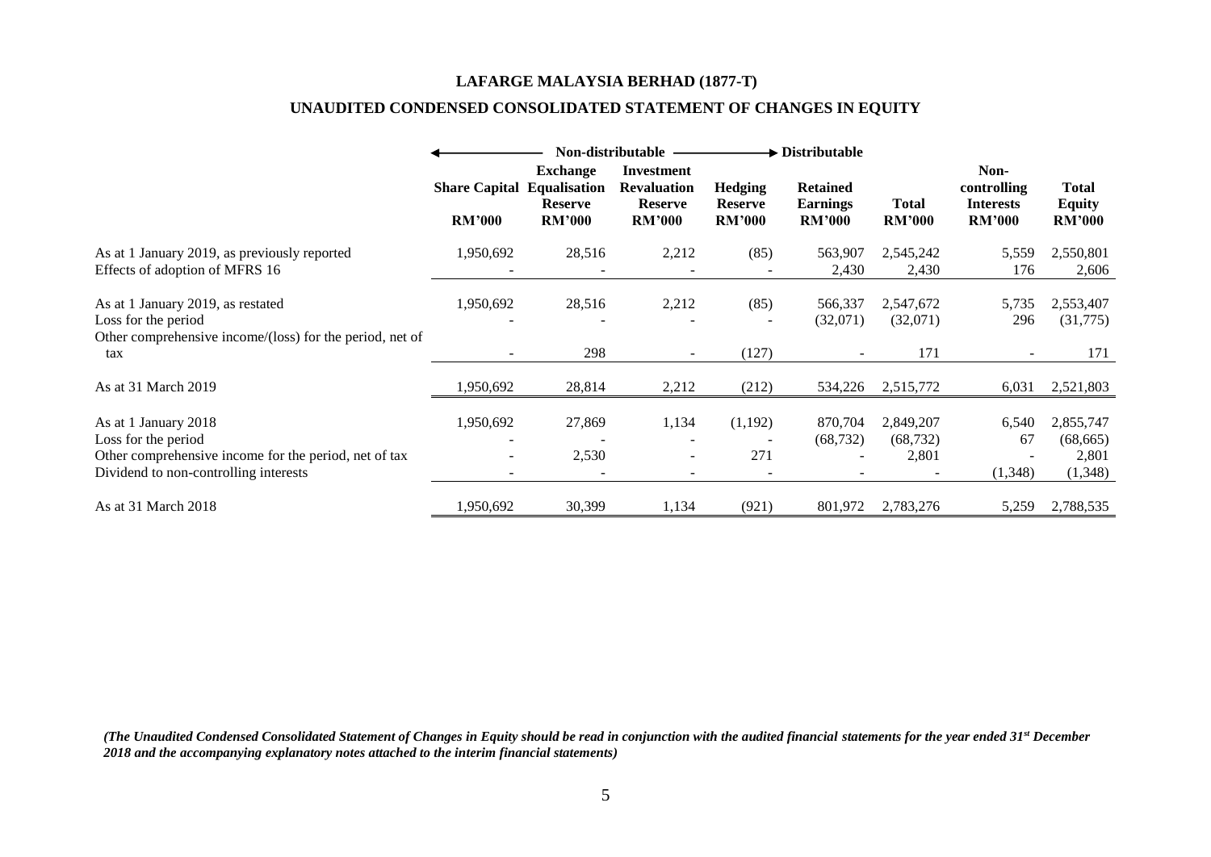# LAFARGE MALAYSIA BERHAD (1877-T)

## UNAUDITED CONDENSED CONSOLIDATED STATEMENT OF CHANGES IN EQUITY

| | ← Non-distributable | | | → | Distributable | | | |
|---|---|---|---|---|---|---|---|---|
| | **Share Capital** | **Exchange Equalisation Reserve** | **Investment Revaluation Reserve** | **Hedging Reserve** | **Retained Earnings** | **Total** | **Non-controlling Interests** | **Total Equity** |
| | **RM'000** | **RM'000** | **RM'000** | **RM'000** | **RM'000** | **RM'000** | **RM'000** | **RM'000** |
| As at 1 January 2019, as previously reported | 1,950,692 | 28,516 | 2,212 | (85) | 563,907 | 2,545,242 | 5,559 | 2,550,801 |
| Effects of adoption of MFRS 16 | - | - | - | - | 2,430 | 2,430 | 176 | 2,606 |
| As at 1 January 2019, as restated | 1,950,692 | 28,516 | 2,212 | (85) | 566,337 | 2,547,672 | 5,735 | 2,553,407 |
| Loss for the period | - | - | - | - | (32,071) | (32,071) | 296 | (31,775) |
| Other comprehensive income/(loss) for the period, net of tax | - | 298 | - | (127) | - | 171 | - | 171 |
| As at 31 March 2019 | 1,950,692 | 28,814 | 2,212 | (212) | 534,226 | 2,515,772 | 6,031 | 2,521,803 |
| As at 1 January 2018 | 1,950,692 | 27,869 | 1,134 | (1,192) | 870,704 | 2,849,207 | 6,540 | 2,855,747 |
| Loss for the period | - | - | - | - | (68,732) | (68,732) | 67 | (68,665) |
| Other comprehensive income for the period, net of tax | - | 2,530 | - | 271 | - | 2,801 | - | 2,801 |
| Dividend to non-controlling interests | - | - | - | - | - | - | (1,348) | (1,348) |
| As at 31 March 2018 | 1,950,692 | 30,399 | 1,134 | (921) | 801,972 | 2,783,276 | 5,259 | 2,788,535 |

*(The Unaudited Condensed Consolidated Statement of Changes in Equity should be read in conjunction with the audited financial statements for the year ended 31st December 2018 and the accompanying explanatory notes attached to the interim financial statements)*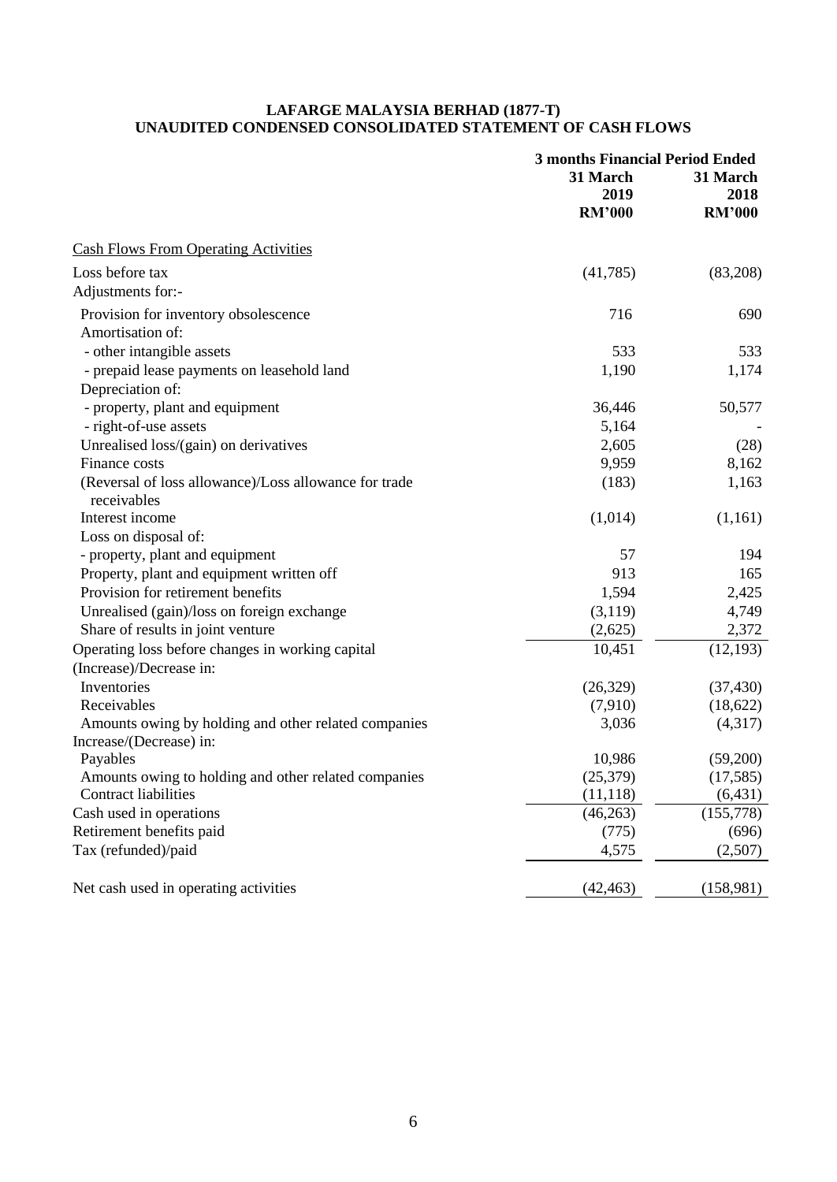**LAFARGE MALAYSIA BERHAD (1877-T)**
**UNAUDITED CONDENSED CONSOLIDATED STATEMENT OF CASH FLOWS**

| | 3 months Financial Period Ended | |
|---|---|---|
| | **31 March 2019 RM'000** | **31 March 2018 RM'000** |
| Cash Flows From Operating Activities | | |
| Loss before tax | (41,785) | (83,208) |
| Adjustments for:- | | |
| Provision for inventory obsolescence | 716 | 690 |
| Amortisation of: | | |
| - other intangible assets | 533 | 533 |
| - prepaid lease payments on leasehold land | 1,190 | 1,174 |
| Depreciation of: | | |
| - property, plant and equipment | 36,446 | 50,577 |
| - right-of-use assets | 5,164 | - |
| Unrealised loss/(gain) on derivatives | 2,605 | (28) |
| Finance costs | 9,959 | 8,162 |
| (Reversal of loss allowance)/Loss allowance for trade receivables | (183) | 1,163 |
| Interest income | (1,014) | (1,161) |
| Loss on disposal of: | | |
| - property, plant and equipment | 57 | 194 |
| Property, plant and equipment written off | 913 | 165 |
| Provision for retirement benefits | 1,594 | 2,425 |
| Unrealised (gain)/loss on foreign exchange | (3,119) | 4,749 |
| Share of results in joint venture | (2,625) | 2,372 |
| Operating loss before changes in working capital | 10,451 | (12,193) |
| (Increase)/Decrease in: | | |
| Inventories | (26,329) | (37,430) |
| Receivables | (7,910) | (18,622) |
| Amounts owing by holding and other related companies | 3,036 | (4,317) |
| Increase/(Decrease) in: | | |
| Payables | 10,986 | (59,200) |
| Amounts owing to holding and other related companies | (25,379) | (17,585) |
| Contract liabilities | (11,118) | (6,431) |
| Cash used in operations | (46,263) | (155,778) |
| Retirement benefits paid | (775) | (696) |
| Tax (refunded)/paid | 4,575 | (2,507) |
| Net cash used in operating activities | (42,463) | (158,981) |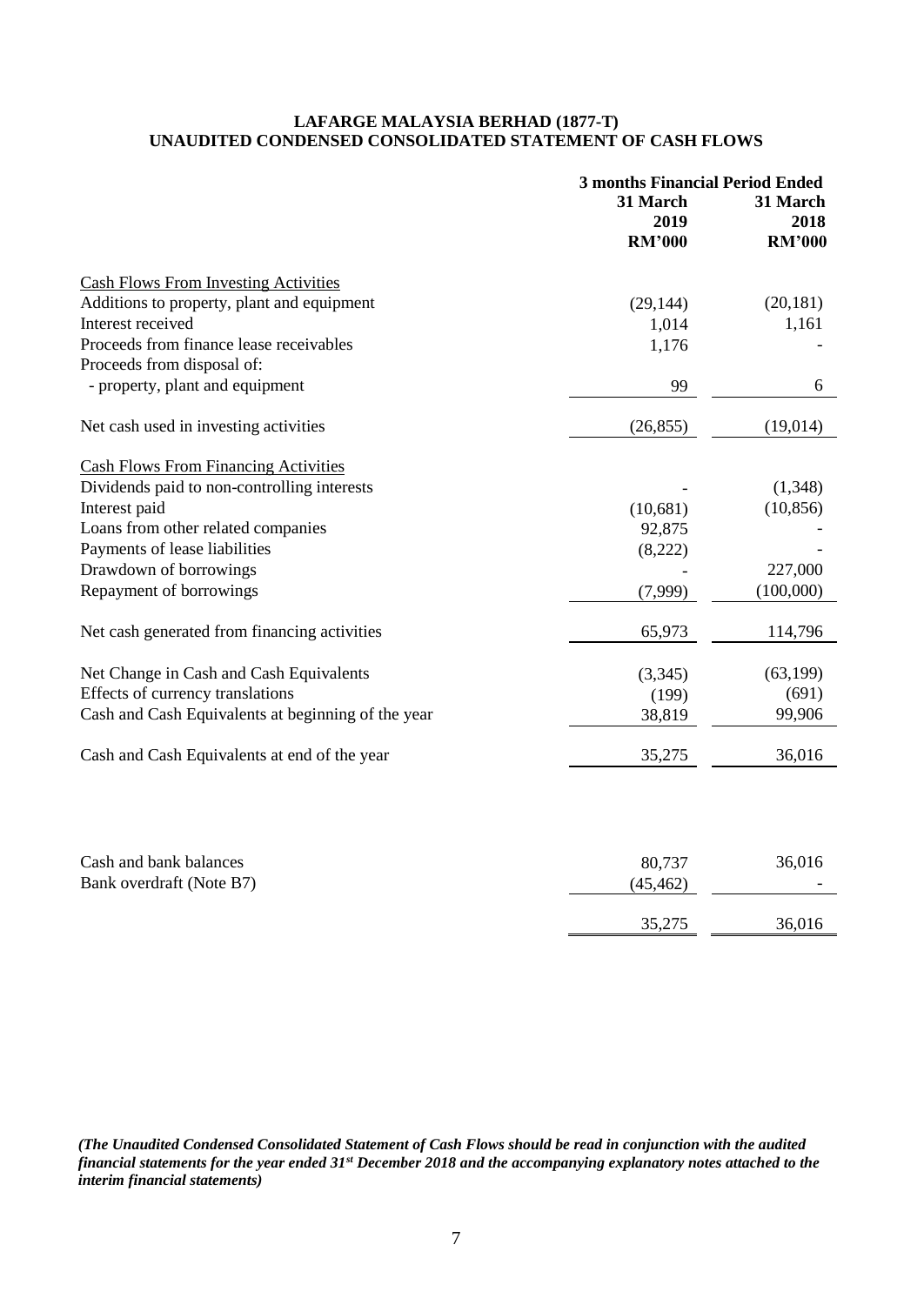**LAFARGE MALAYSIA BERHAD (1877-T)**
**UNAUDITED CONDENSED CONSOLIDATED STATEMENT OF CASH FLOWS**

| | 3 months Financial Period Ended | |
|---|---|---|
| | 31 March 2019 RM'000 | 31 March 2018 RM'000 |
| Cash Flows From Investing Activities | | |
| Additions to property, plant and equipment | (29,144) | (20,181) |
| Interest received | 1,014 | 1,161 |
| Proceeds from finance lease receivables | 1,176 | - |
| Proceeds from disposal of: | | |
| - property, plant and equipment | 99 | 6 |
| Net cash used in investing activities | (26,855) | (19,014) |
| Cash Flows From Financing Activities | | |
| Dividends paid to non-controlling interests | - | (1,348) |
| Interest paid | (10,681) | (10,856) |
| Loans from other related companies | 92,875 | - |
| Payments of lease liabilities | (8,222) | - |
| Drawdown of borrowings | - | 227,000 |
| Repayment of borrowings | (7,999) | (100,000) |
| Net cash generated from financing activities | 65,973 | 114,796 |
| Net Change in Cash and Cash Equivalents | (3,345) | (63,199) |
| Effects of currency translations | (199) | (691) |
| Cash and Cash Equivalents at beginning of the year | 38,819 | 99,906 |
| Cash and Cash Equivalents at end of the year | 35,275 | 36,016 |

| | | |
|---|---|---|
| Cash and bank balances | 80,737 | 36,016 |
| Bank overdraft (Note B7) | (45,462) | - |
| | 35,275 | 36,016 |

*(The Unaudited Condensed Consolidated Statement of Cash Flows should be read in conjunction with the audited financial statements for the year ended 31st December 2018 and the accompanying explanatory notes attached to the interim financial statements)*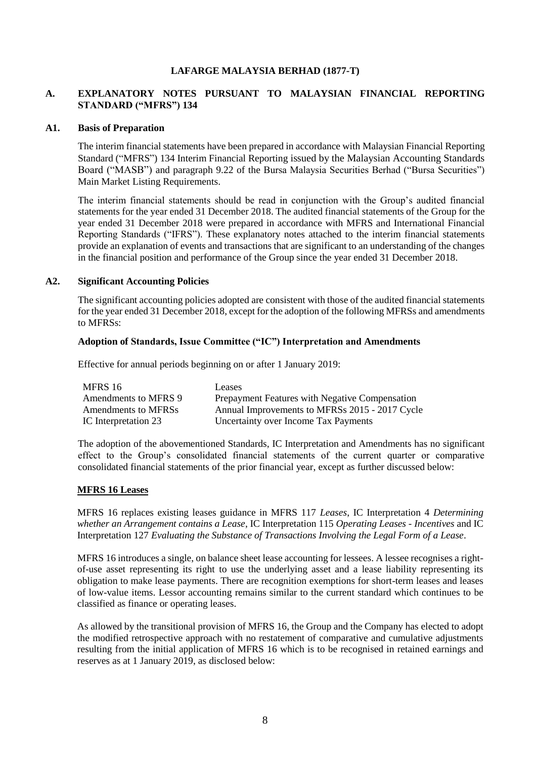**LAFARGE MALAYSIA BERHAD (1877-T)**

## A. EXPLANATORY NOTES PURSUANT TO MALAYSIAN FINANCIAL REPORTING STANDARD ("MFRS") 134

### A1. Basis of Preparation

The interim financial statements have been prepared in accordance with Malaysian Financial Reporting Standard ("MFRS") 134 Interim Financial Reporting issued by the Malaysian Accounting Standards Board ("MASB") and paragraph 9.22 of the Bursa Malaysia Securities Berhad ("Bursa Securities") Main Market Listing Requirements.

The interim financial statements should be read in conjunction with the Group's audited financial statements for the year ended 31 December 2018. The audited financial statements of the Group for the year ended 31 December 2018 were prepared in accordance with MFRS and International Financial Reporting Standards ("IFRS"). These explanatory notes attached to the interim financial statements provide an explanation of events and transactions that are significant to an understanding of the changes in the financial position and performance of the Group since the year ended 31 December 2018.

### A2. Significant Accounting Policies

The significant accounting policies adopted are consistent with those of the audited financial statements for the year ended 31 December 2018, except for the adoption of the following MFRSs and amendments to MFRSs:

**Adoption of Standards, Issue Committee ("IC") Interpretation and Amendments**

Effective for annual periods beginning on or after 1 January 2019:

| | |
|---|---|
| MFRS 16 | Leases |
| Amendments to MFRS 9 | Prepayment Features with Negative Compensation |
| Amendments to MFRSs | Annual Improvements to MFRSs 2015 - 2017 Cycle |
| IC Interpretation 23 | Uncertainty over Income Tax Payments |

The adoption of the abovementioned Standards, IC Interpretation and Amendments has no significant effect to the Group's consolidated financial statements of the current quarter or comparative consolidated financial statements of the prior financial year, except as further discussed below:

**MFRS 16 Leases**

MFRS 16 replaces existing leases guidance in MFRS 117 *Leases*, IC Interpretation 4 *Determining whether an Arrangement contains a Lease*, IC Interpretation 115 *Operating Leases - Incentives* and IC Interpretation 127 *Evaluating the Substance of Transactions Involving the Legal Form of a Lease*.

MFRS 16 introduces a single, on balance sheet lease accounting for lessees. A lessee recognises a right-of-use asset representing its right to use the underlying asset and a lease liability representing its obligation to make lease payments. There are recognition exemptions for short-term leases and leases of low-value items. Lessor accounting remains similar to the current standard which continues to be classified as finance or operating leases.

As allowed by the transitional provision of MFRS 16, the Group and the Company has elected to adopt the modified retrospective approach with no restatement of comparative and cumulative adjustments resulting from the initial application of MFRS 16 which is to be recognised in retained earnings and reserves as at 1 January 2019, as disclosed below: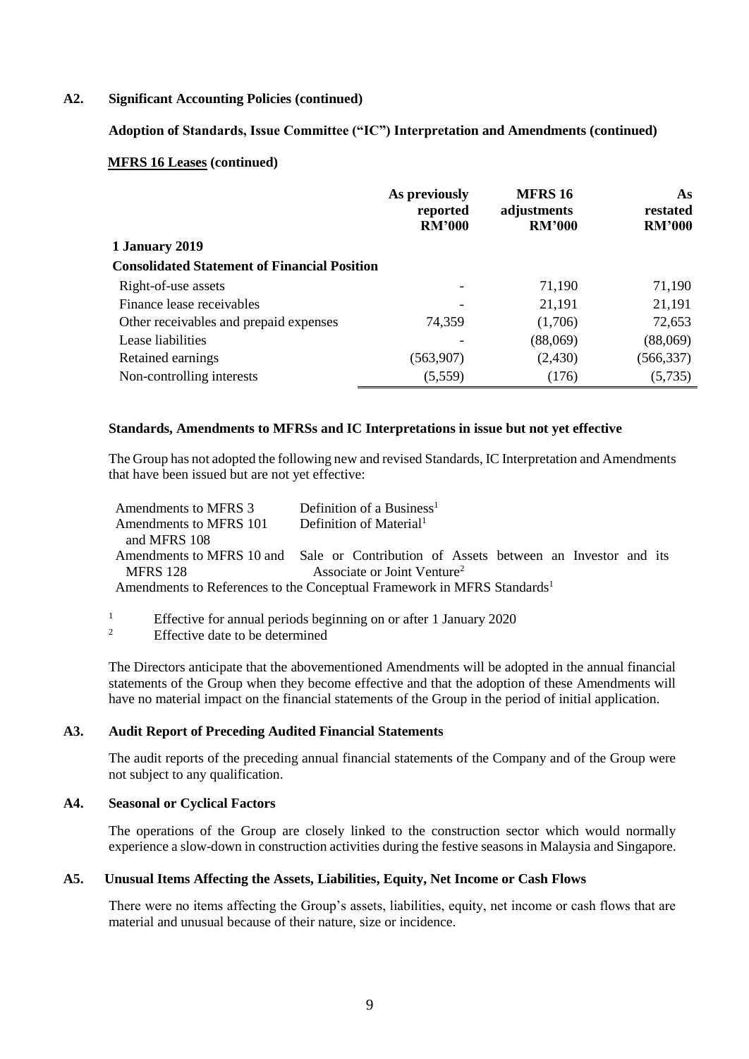## A2. Significant Accounting Policies (continued)

**Adoption of Standards, Issue Committee ("IC") Interpretation and Amendments (continued)**

**MFRS 16 Leases (continued)**

| | As previously reported RM'000 | MFRS 16 adjustments RM'000 | As restated RM'000 |
|---|---|---|---|
| **1 January 2019** | | | |
| **Consolidated Statement of Financial Position** | | | |
| Right-of-use assets | - | 71,190 | 71,190 |
| Finance lease receivables | - | 21,191 | 21,191 |
| Other receivables and prepaid expenses | 74,359 | (1,706) | 72,653 |
| Lease liabilities | - | (88,069) | (88,069) |
| Retained earnings | (563,907) | (2,430) | (566,337) |
| Non-controlling interests | (5,559) | (176) | (5,735) |

**Standards, Amendments to MFRSs and IC Interpretations in issue but not yet effective**

The Group has not adopted the following new and revised Standards, IC Interpretation and Amendments that have been issued but are not yet effective:

| | |
|---|---|
| Amendments to MFRS 3 | Definition of a Business[1] |
| Amendments to MFRS 101 and MFRS 108 | Definition of Material[1] |
| Amendments to MFRS 10 and MFRS 128 | Sale or Contribution of Assets between an Investor and its Associate or Joint Venture[2] |
| Amendments to References to the Conceptual Framework in MFRS Standards[1] | |

[1] Effective for annual periods beginning on or after 1 January 2020

[2] Effective date to be determined

The Directors anticipate that the abovementioned Amendments will be adopted in the annual financial statements of the Group when they become effective and that the adoption of these Amendments will have no material impact on the financial statements of the Group in the period of initial application.

## A3. Audit Report of Preceding Audited Financial Statements

The audit reports of the preceding annual financial statements of the Company and of the Group were not subject to any qualification.

## A4. Seasonal or Cyclical Factors

The operations of the Group are closely linked to the construction sector which would normally experience a slow-down in construction activities during the festive seasons in Malaysia and Singapore.

## A5. Unusual Items Affecting the Assets, Liabilities, Equity, Net Income or Cash Flows

There were no items affecting the Group's assets, liabilities, equity, net income or cash flows that are material and unusual because of their nature, size or incidence.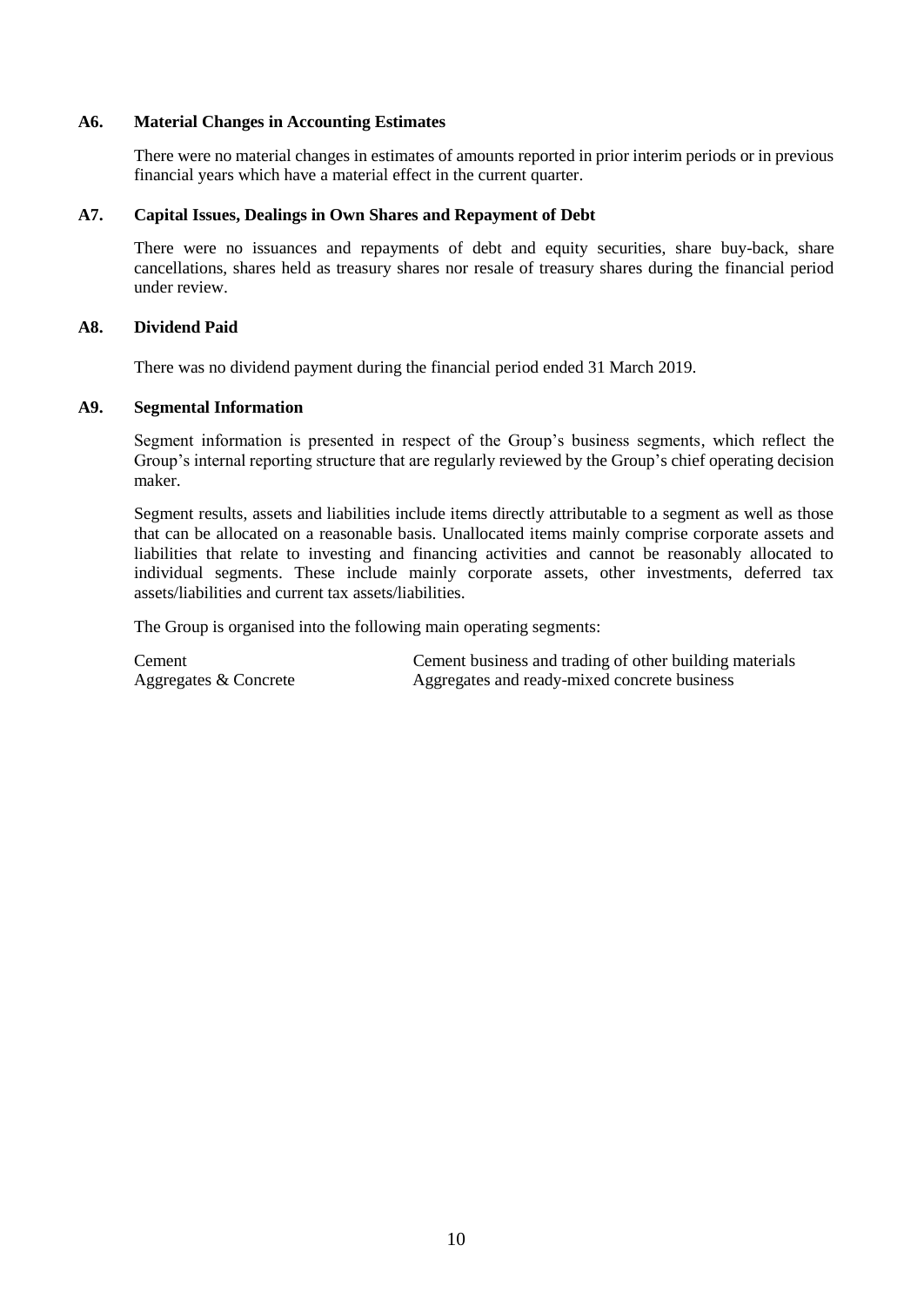### A6. Material Changes in Accounting Estimates

There were no material changes in estimates of amounts reported in prior interim periods or in previous financial years which have a material effect in the current quarter.

### A7. Capital Issues, Dealings in Own Shares and Repayment of Debt

There were no issuances and repayments of debt and equity securities, share buy-back, share cancellations, shares held as treasury shares nor resale of treasury shares during the financial period under review.

### A8. Dividend Paid

There was no dividend payment during the financial period ended 31 March 2019.

### A9. Segmental Information

Segment information is presented in respect of the Group's business segments, which reflect the Group's internal reporting structure that are regularly reviewed by the Group's chief operating decision maker.

Segment results, assets and liabilities include items directly attributable to a segment as well as those that can be allocated on a reasonable basis. Unallocated items mainly comprise corporate assets and liabilities that relate to investing and financing activities and cannot be reasonably allocated to individual segments. These include mainly corporate assets, other investments, deferred tax assets/liabilities and current tax assets/liabilities.

The Group is organised into the following main operating segments:

| | |
|---|---|
| Cement | Cement business and trading of other building materials |
| Aggregates & Concrete | Aggregates and ready-mixed concrete business |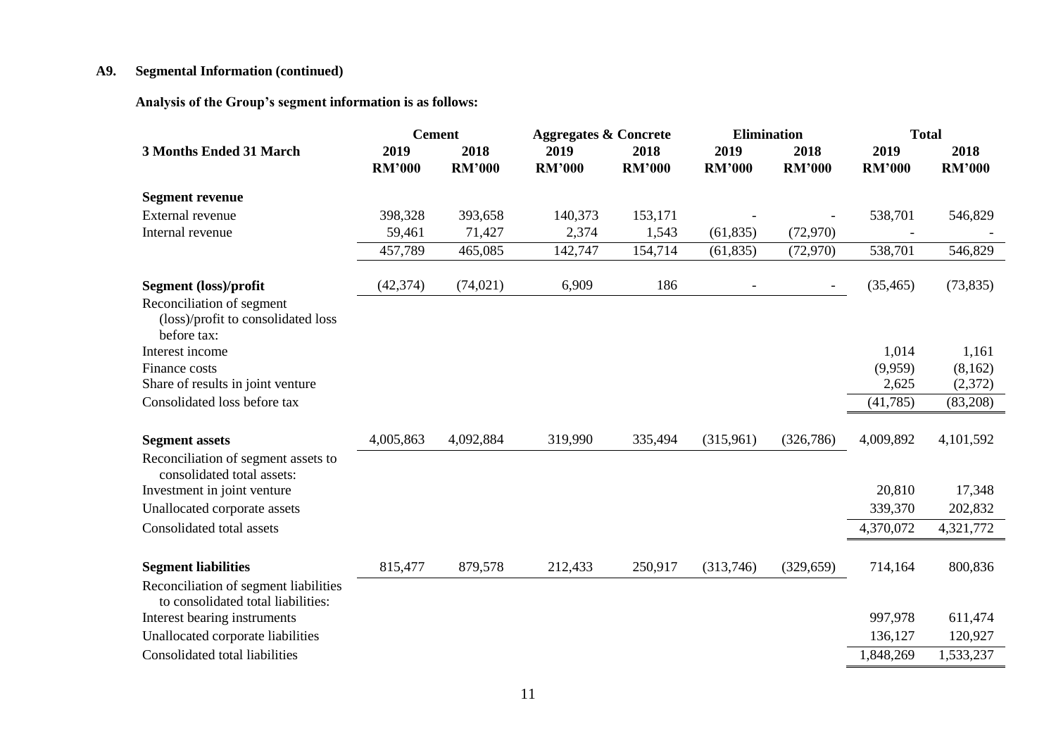## A9. Segmental Information (continued)

**Analysis of the Group's segment information is as follows:**

| 3 Months Ended 31 March | Cement | | Aggregates & Concrete | | Elimination | | Total | |
|---|---|---|---|---|---|---|---|---|
| | 2019 RM'000 | 2018 RM'000 | 2019 RM'000 | 2018 RM'000 | 2019 RM'000 | 2018 RM'000 | 2019 RM'000 | 2018 RM'000 |
| **Segment revenue** | | | | | | | | |
| External revenue | 398,328 | 393,658 | 140,373 | 153,171 | - | - | 538,701 | 546,829 |
| Internal revenue | 59,461 | 71,427 | 2,374 | 1,543 | (61,835) | (72,970) | - | - |
| | 457,789 | 465,085 | 142,747 | 154,714 | (61,835) | (72,970) | 538,701 | 546,829 |
| **Segment (loss)/profit** | (42,374) | (74,021) | 6,909 | 186 | - | - | (35,465) | (73,835) |
| Reconciliation of segment (loss)/profit to consolidated loss before tax: | | | | | | | | |
| Interest income | | | | | | | 1,014 | 1,161 |
| Finance costs | | | | | | | (9,959) | (8,162) |
| Share of results in joint venture | | | | | | | 2,625 | (2,372) |
| Consolidated loss before tax | | | | | | | (41,785) | (83,208) |
| **Segment assets** | 4,005,863 | 4,092,884 | 319,990 | 335,494 | (315,961) | (326,786) | 4,009,892 | 4,101,592 |
| Reconciliation of segment assets to consolidated total assets: | | | | | | | | |
| Investment in joint venture | | | | | | | 20,810 | 17,348 |
| Unallocated corporate assets | | | | | | | 339,370 | 202,832 |
| Consolidated total assets | | | | | | | 4,370,072 | 4,321,772 |
| **Segment liabilities** | 815,477 | 879,578 | 212,433 | 250,917 | (313,746) | (329,659) | 714,164 | 800,836 |
| Reconciliation of segment liabilities to consolidated total liabilities: | | | | | | | | |
| Interest bearing instruments | | | | | | | 997,978 | 611,474 |
| Unallocated corporate liabilities | | | | | | | 136,127 | 120,927 |
| Consolidated total liabilities | | | | | | | 1,848,269 | 1,533,237 |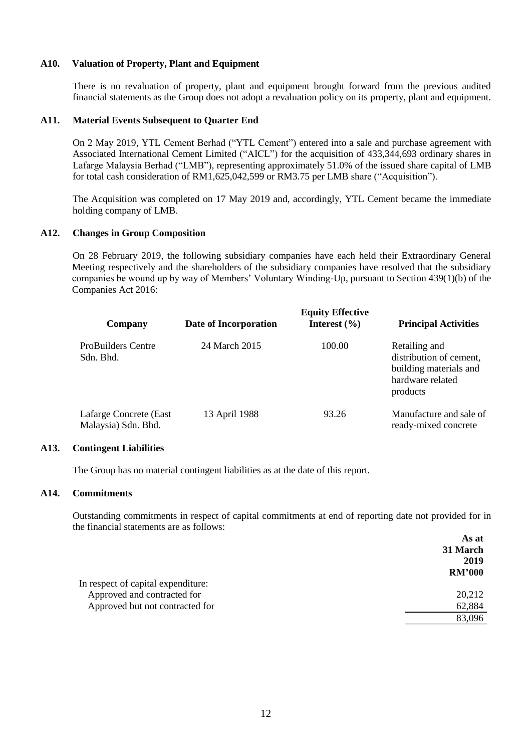## A10. Valuation of Property, Plant and Equipment

There is no revaluation of property, plant and equipment brought forward from the previous audited financial statements as the Group does not adopt a revaluation policy on its property, plant and equipment.

## A11. Material Events Subsequent to Quarter End

On 2 May 2019, YTL Cement Berhad ("YTL Cement") entered into a sale and purchase agreement with Associated International Cement Limited ("AICL") for the acquisition of 433,344,693 ordinary shares in Lafarge Malaysia Berhad ("LMB"), representing approximately 51.0% of the issued share capital of LMB for total cash consideration of RM1,625,042,599 or RM3.75 per LMB share ("Acquisition").

The Acquisition was completed on 17 May 2019 and, accordingly, YTL Cement became the immediate holding company of LMB.

## A12. Changes in Group Composition

On 28 February 2019, the following subsidiary companies have each held their Extraordinary General Meeting respectively and the shareholders of the subsidiary companies have resolved that the subsidiary companies be wound up by way of Members' Voluntary Winding-Up, pursuant to Section 439(1)(b) of the Companies Act 2016:

| Company | Date of Incorporation | Equity Effective Interest (%) | Principal Activities |
|---|---|---|---|
| ProBuilders Centre Sdn. Bhd. | 24 March 2015 | 100.00 | Retailing and distribution of cement, building materials and hardware related products |
| Lafarge Concrete (East Malaysia) Sdn. Bhd. | 13 April 1988 | 93.26 | Manufacture and sale of ready-mixed concrete |

## A13. Contingent Liabilities

The Group has no material contingent liabilities as at the date of this report.

## A14. Commitments

Outstanding commitments in respect of capital commitments at end of reporting date not provided for in the financial statements are as follows:

| | As at 31 March 2019 RM'000 |
|---|---|
| In respect of capital expenditure: | |
| Approved and contracted for | 20,212 |
| Approved but not contracted for | 62,884 |
| | 83,096 |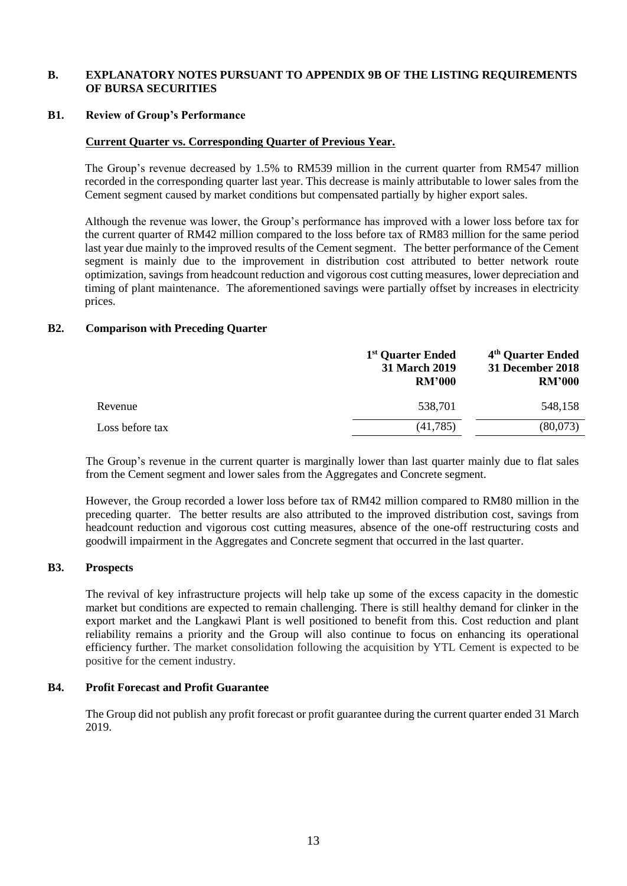## B. EXPLANATORY NOTES PURSUANT TO APPENDIX 9B OF THE LISTING REQUIREMENTS OF BURSA SECURITIES

### B1. Review of Group's Performance

**Current Quarter vs. Corresponding Quarter of Previous Year.**

The Group's revenue decreased by 1.5% to RM539 million in the current quarter from RM547 million recorded in the corresponding quarter last year. This decrease is mainly attributable to lower sales from the Cement segment caused by market conditions but compensated partially by higher export sales.

Although the revenue was lower, the Group's performance has improved with a lower loss before tax for the current quarter of RM42 million compared to the loss before tax of RM83 million for the same period last year due mainly to the improved results of the Cement segment. The better performance of the Cement segment is mainly due to the improvement in distribution cost attributed to better network route optimization, savings from headcount reduction and vigorous cost cutting measures, lower depreciation and timing of plant maintenance. The aforementioned savings were partially offset by increases in electricity prices.

### B2. Comparison with Preceding Quarter

| | 1st Quarter Ended 31 March 2019 RM'000 | 4th Quarter Ended 31 December 2018 RM'000 |
|---|---|---|
| Revenue | 538,701 | 548,158 |
| Loss before tax | (41,785) | (80,073) |

The Group's revenue in the current quarter is marginally lower than last quarter mainly due to flat sales from the Cement segment and lower sales from the Aggregates and Concrete segment.

However, the Group recorded a lower loss before tax of RM42 million compared to RM80 million in the preceding quarter. The better results are also attributed to the improved distribution cost, savings from headcount reduction and vigorous cost cutting measures, absence of the one-off restructuring costs and goodwill impairment in the Aggregates and Concrete segment that occurred in the last quarter.

### B3. Prospects

The revival of key infrastructure projects will help take up some of the excess capacity in the domestic market but conditions are expected to remain challenging. There is still healthy demand for clinker in the export market and the Langkawi Plant is well positioned to benefit from this. Cost reduction and plant reliability remains a priority and the Group will also continue to focus on enhancing its operational efficiency further. The market consolidation following the acquisition by YTL Cement is expected to be positive for the cement industry.

### B4. Profit Forecast and Profit Guarantee

The Group did not publish any profit forecast or profit guarantee during the current quarter ended 31 March 2019.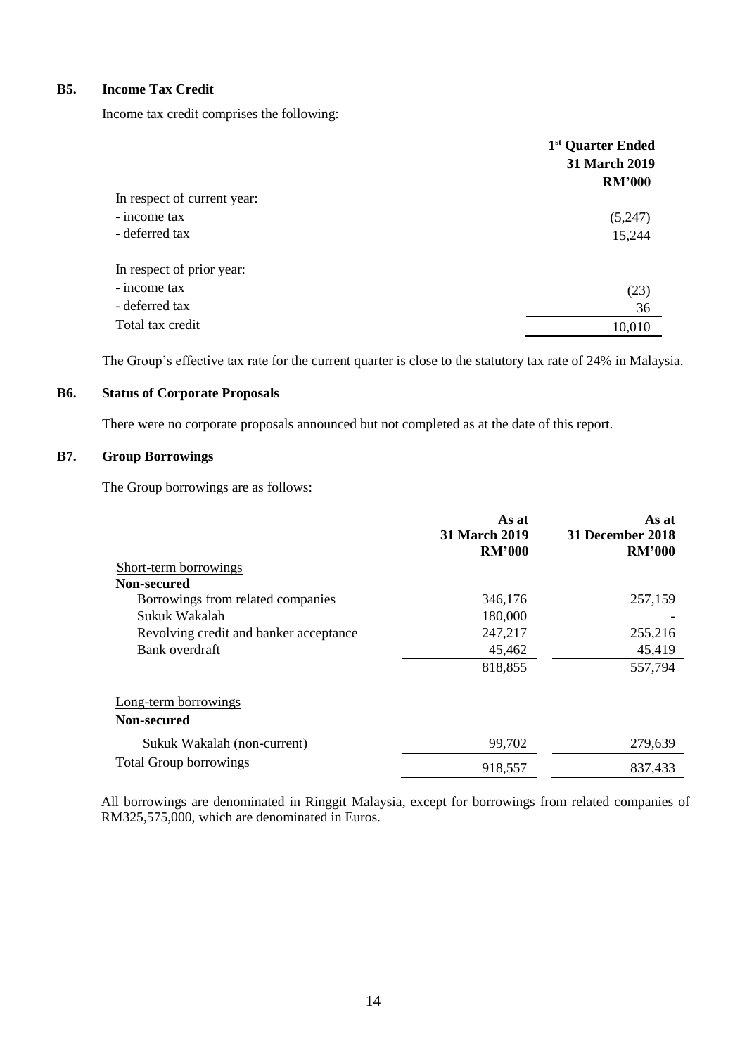## B5. Income Tax Credit

Income tax credit comprises the following:

| | 1st Quarter Ended 31 March 2019 RM'000 |
|---|---|
| In respect of current year: | |
| - income tax | (5,247) |
| - deferred tax | 15,244 |
| | |
| In respect of prior year: | |
| - income tax | (23) |
| - deferred tax | 36 |
| Total tax credit | 10,010 |

The Group's effective tax rate for the current quarter is close to the statutory tax rate of 24% in Malaysia.

## B6. Status of Corporate Proposals

There were no corporate proposals announced but not completed as at the date of this report.

## B7. Group Borrowings

The Group borrowings are as follows:

| | As at 31 March 2019 RM'000 | As at 31 December 2018 RM'000 |
|---|---|---|
| Short-term borrowings | | |
| **Non-secured** | | |
| Borrowings from related companies | 346,176 | 257,159 |
| Sukuk Wakalah | 180,000 | - |
| Revolving credit and banker acceptance | 247,217 | 255,216 |
| Bank overdraft | 45,462 | 45,419 |
| | 818,855 | 557,794 |
| | | |
| Long-term borrowings | | |
| **Non-secured** | | |
| Sukuk Wakalah (non-current) | 99,702 | 279,639 |
| Total Group borrowings | 918,557 | 837,433 |

All borrowings are denominated in Ringgit Malaysia, except for borrowings from related companies of RM325,575,000, which are denominated in Euros.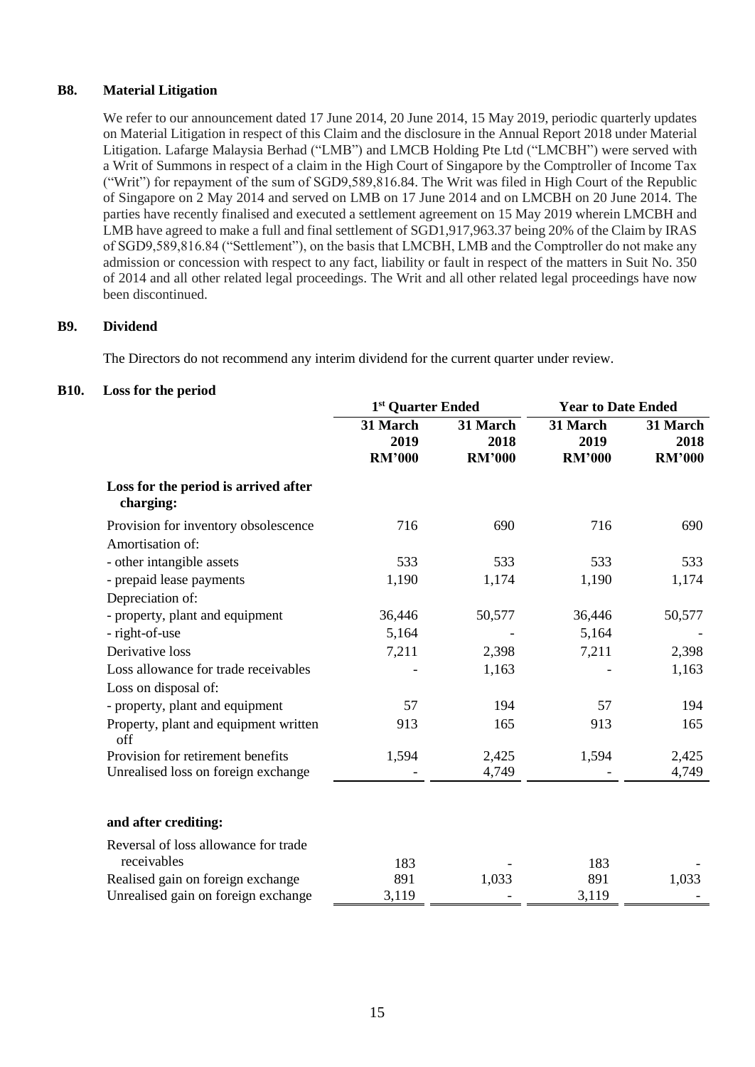## B8. Material Litigation

We refer to our announcement dated 17 June 2014, 20 June 2014, 15 May 2019, periodic quarterly updates on Material Litigation in respect of this Claim and the disclosure in the Annual Report 2018 under Material Litigation. Lafarge Malaysia Berhad ("LMB") and LMCB Holding Pte Ltd ("LMCBH") were served with a Writ of Summons in respect of a claim in the High Court of Singapore by the Comptroller of Income Tax ("Writ") for repayment of the sum of SGD9,589,816.84. The Writ was filed in High Court of the Republic of Singapore on 2 May 2014 and served on LMB on 17 June 2014 and on LMCBH on 20 June 2014. The parties have recently finalised and executed a settlement agreement on 15 May 2019 wherein LMCBH and LMB have agreed to make a full and final settlement of SGD1,917,963.37 being 20% of the Claim by IRAS of SGD9,589,816.84 ("Settlement"), on the basis that LMCBH, LMB and the Comptroller do not make any admission or concession with respect to any fact, liability or fault in respect of the matters in Suit No. 350 of 2014 and all other related legal proceedings. The Writ and all other related legal proceedings have now been discontinued.

## B9. Dividend

The Directors do not recommend any interim dividend for the current quarter under review.

## B10. Loss for the period

| | 1st Quarter Ended | | Year to Date Ended | |
|---|---|---|---|---|
| | 31 March 2019 RM'000 | 31 March 2018 RM'000 | 31 March 2019 RM'000 | 31 March 2018 RM'000 |
| **Loss for the period is arrived after charging:** | | | | |
| Provision for inventory obsolescence | 716 | 690 | 716 | 690 |
| Amortisation of: | | | | |
| - other intangible assets | 533 | 533 | 533 | 533 |
| - prepaid lease payments | 1,190 | 1,174 | 1,190 | 1,174 |
| Depreciation of: | | | | |
| - property, plant and equipment | 36,446 | 50,577 | 36,446 | 50,577 |
| - right-of-use | 5,164 | - | 5,164 | - |
| Derivative loss | 7,211 | 2,398 | 7,211 | 2,398 |
| Loss allowance for trade receivables | - | 1,163 | - | 1,163 |
| Loss on disposal of: | | | | |
| - property, plant and equipment | 57 | 194 | 57 | 194 |
| Property, plant and equipment written off | 913 | 165 | 913 | 165 |
| Provision for retirement benefits | 1,594 | 2,425 | 1,594 | 2,425 |
| Unrealised loss on foreign exchange | - | 4,749 | - | 4,749 |
| **and after crediting:** | | | | |
| Reversal of loss allowance for trade receivables | 183 | - | 183 | - |
| Realised gain on foreign exchange | 891 | 1,033 | 891 | 1,033 |
| Unrealised gain on foreign exchange | 3,119 | - | 3,119 | - |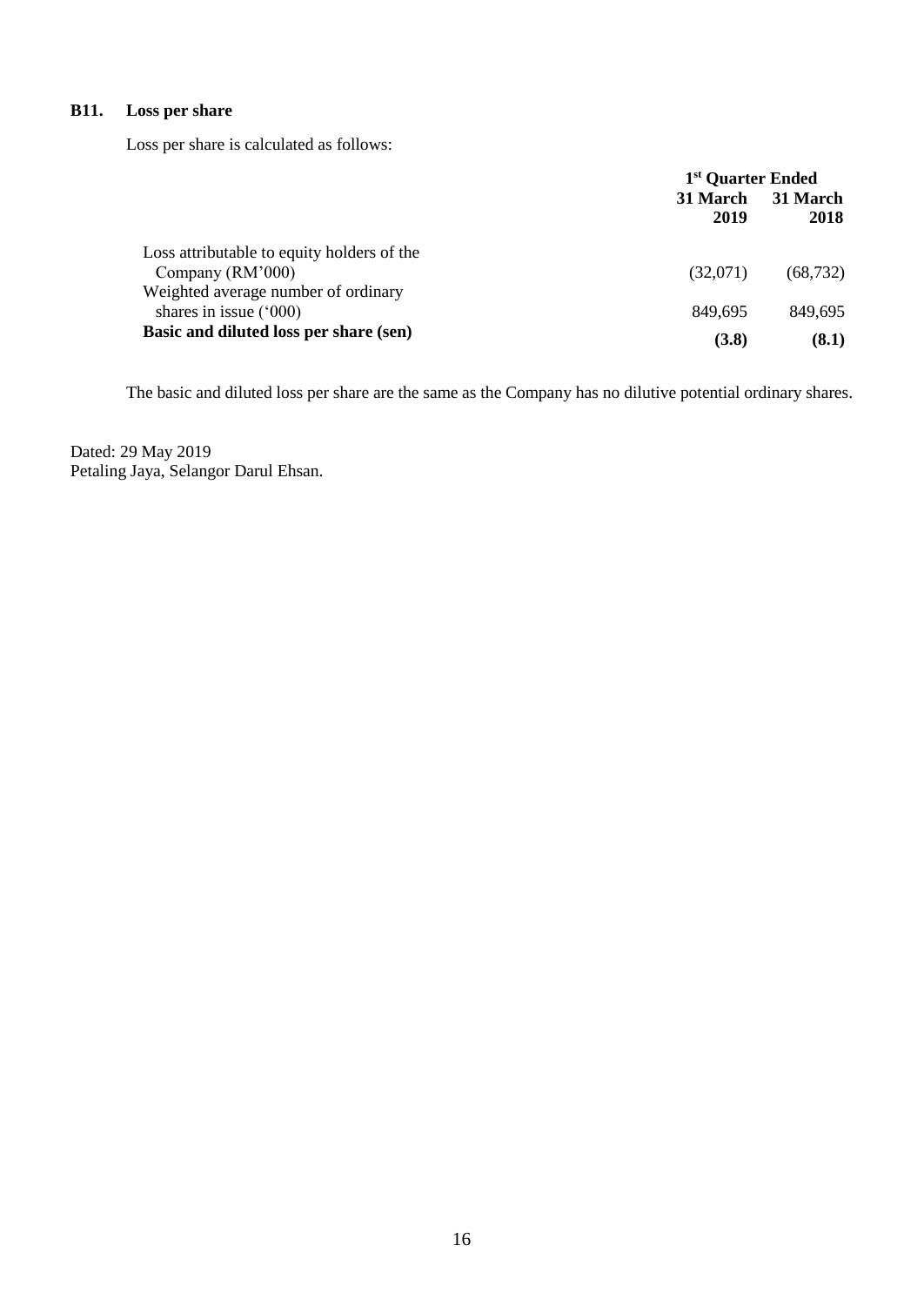## B11. Loss per share

Loss per share is calculated as follows:

| | 1st Quarter Ended | |
|---|---|---|
| | **31 March 2019** | **31 March 2018** |
| Loss attributable to equity holders of the Company (RM'000) | (32,071) | (68,732) |
| Weighted average number of ordinary shares in issue ('000) | 849,695 | 849,695 |
| **Basic and diluted loss per share (sen)** | **(3.8)** | **(8.1)** |

The basic and diluted loss per share are the same as the Company has no dilutive potential ordinary shares.

Dated: 29 May 2019
Petaling Jaya, Selangor Darul Ehsan.